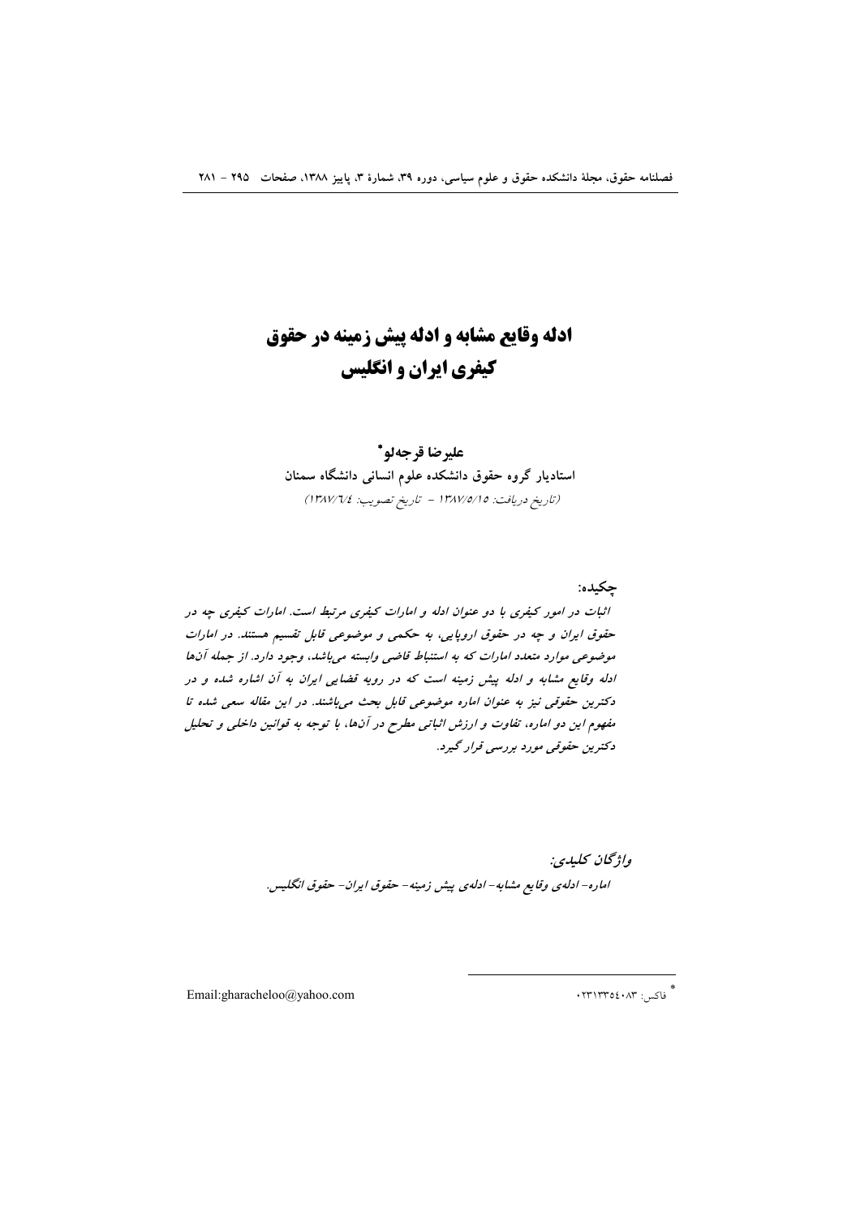# ادله وقایع مشابه و ادله پیش زمینه در حقوق کیفری ایران و انگلیس

**علیرضا قرجه‌لو***

**استادیار گروه حقوق دانشکده علوم انسانی دانشگاه سمنان**

*(تاریخ دریافت: ۱۳۸۷/۵/۱۵ - تاریخ تصویب: ۱۳۸۷/۶/٤)*

**چکیده:**

*اثبات در امور کیفری با دو عنوان ادله و امارات کیفری مرتبط است. امارات کیفری چه در حقوق ایران و چه در حقوق اروپایی، به حکمی و موضوعی قابل تقسیم هستند. در امارات موضوعی موارد متعدد امارات که به استنباط قاضی وابسته می‌باشد، وجود دارد. از جمله آن‌ها ادله وقایع مشابه و ادله پیش زمینه است که در رویه قضایی ایران به آن اشاره شده و در دکترین حقوقی نیز به عنوان اماره موضوعی قابل بحث می‌باشند. در این مقاله سعی شده تا مفهوم این دو اماره، تفاوت و ارزش اثباتی مطرح در آن‌ها، با توجه به قوانین داخلی و تحلیل دکترین حقوقی مورد بررسی قرار گیرد.*

***واژگان کلیدی:***

*اماره- ادله‌ی وقایع مشابه- ادله‌ی پیش زمینه- حقوق ایران- حقوق انگلیس.*

---

* فاکس: ۰۲۳۱۳۳۵٤۰۸۳

Email:gharacheloo@yahoo.com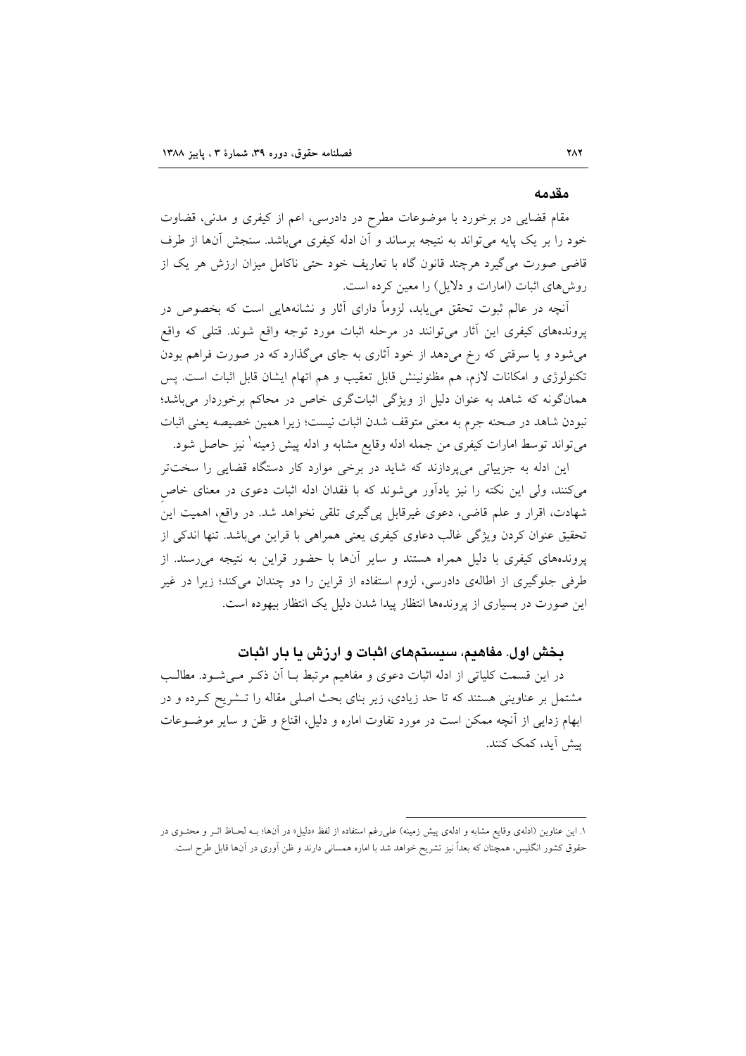## مقدمه

مقام قضایی در برخورد با موضوعات مطرح در دادرسی، اعم از کیفری و مدنی، قضاوت خود را بر یک پایه می‌تواند به نتیجه برساند و آن ادله کیفری می‌باشد. سنجش آن‌ها از طرف قاضی صورت می‌گیرد هرچند قانون گاه با تعاریف خود حتی ناکامل میزان ارزش هر یک از روش‌های اثبات (امارات و دلایل) را معین کرده است.

آنچه در عالم ثبوت تحقق می‌یابد، لزوماً دارای آثار و نشانه‌هایی است که بخصوص در پرونده‌های کیفری این آثار می‌توانند در مرحله اثبات مورد توجه واقع شوند. قتلی که واقع می‌شود و یا سرقتی که رخ می‌دهد از خود آثاری به جای می‌گذارد که در صورت فراهم بودن تکنولوژی و امکانات لازم، هم مظنونینش قابل تعقیب و هم اتهام ایشان قابل اثبات است. پس همان‌گونه که شاهد به عنوان دلیل از ویژگی اثبات‌گری خاص در محاکم برخوردار می‌باشد؛ نبودن شاهد در صحنه جرم به معنی متوقف شدن اثبات نیست؛ زیرا همین خصیصه یعنی اثبات می‌تواند توسط امارات کیفری من جمله ادله وقایع مشابه و ادله پیش زمینه[1] نیز حاصل شود.

این ادله به جزییاتی می‌پردازند که شاید در برخی موارد کار دستگاه قضایی را سخت‌تر می‌کنند، ولی این نکته را نیز یادآور می‌شوند که با فقدان ادله اثبات دعوی در معنای خاصِ شهادت، اقرار و علم قاضی، دعوی غیرقابل پی‌گیری تلقی نخواهد شد. در واقع، اهمیت این تحقیق عنوان کردن ویژگی غالب دعاوی کیفری یعنی همراهی با قراین می‌باشد. تنها اندکی از پرونده‌های کیفری با دلیل همراه هستند و سایر آن‌ها با حضور قراین به نتیجه می‌رسند. از طرفی جلوگیری از اطاله‌ی دادرسی، لزوم استفاده از قراین را دو چندان می‌کند؛ زیرا در غیر این صورت در بسیاری از پرونده‌ها انتظار پیدا شدن دلیل یک انتظار بیهوده است.

## بخش اول. مفاهیم، سیستم‌های اثبات و ارزش یا بار اثبات

در این قسمت کلیاتی از ادله اثبات دعوی و مفاهیم مرتبط با آن ذکر می‌شود. مطالب مشتمل بر عناوینی هستند که تا حد زیادی، زیر بنای بحث اصلی مقاله را تشریح کرده و در ابهام زدایی از آنچه ممکن است در مورد تفاوت اماره و دلیل، اقناع و ظن و سایر موضوعات پیش آید، کمک کنند.

---

[1] این عناوین (ادله‌ی وقایع مشابه و ادله‌ی پیش زمینه) علی‌رغم استفاده از لفظ «دلیل» در آن‌ها؛ بـه لحـاظ اثـر و محتـوی در حقوق کشور انگلیس، همچنان که بعداً نیز تشریح خواهد شد با اماره همسانی دارند و ظن آوری در آن‌ها قابل طرح است.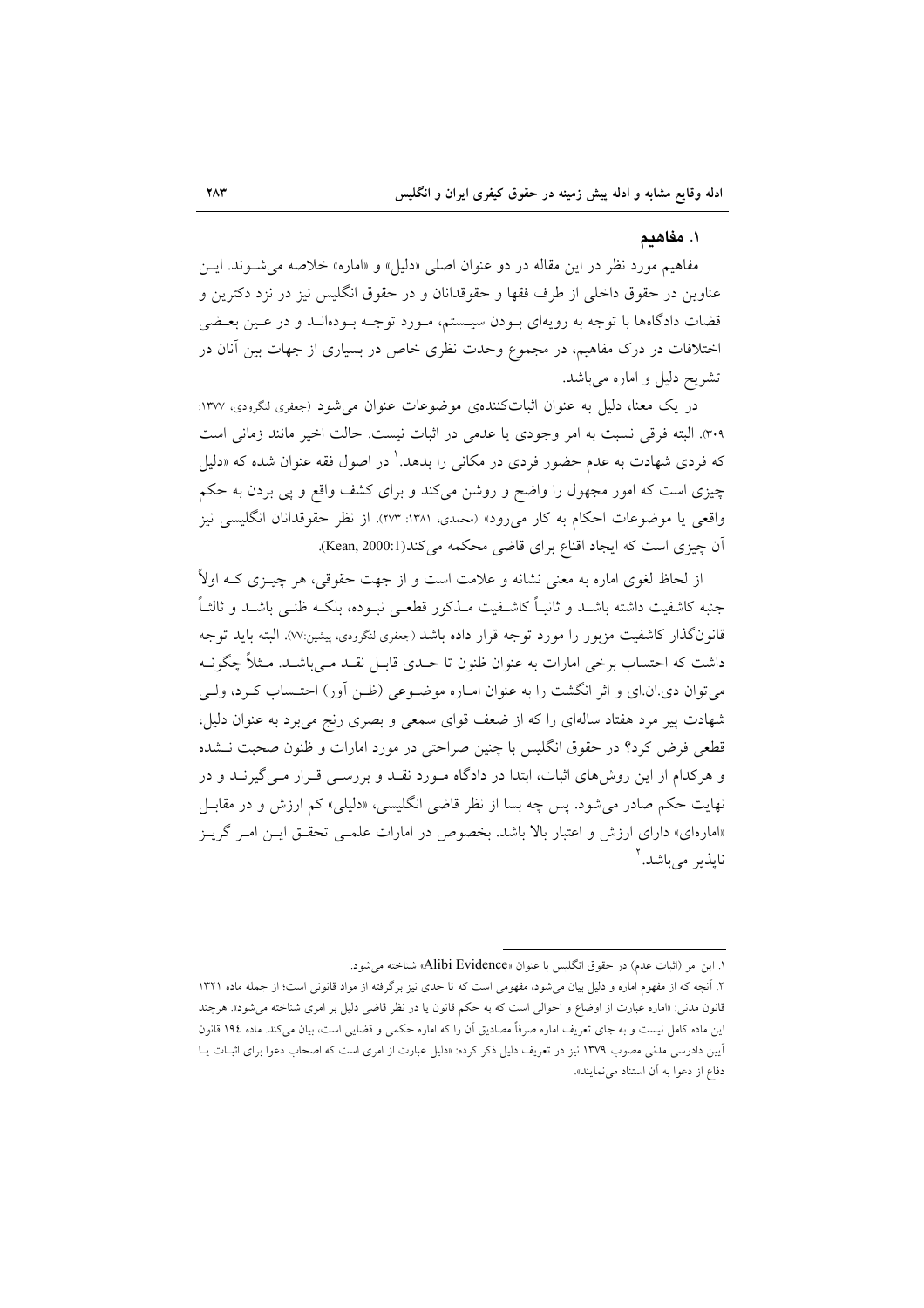## ۱. مفاهیم

مفاهیم مورد نظر در این مقاله در دو عنوان اصلی «دلیل» و «اماره» خلاصه می‌شوند. این عناوین در حقوق داخلی از طرف فقها و حقوقدانان و در حقوق انگلیس نیز در نزد دکترین و قضات دادگاه‌ها با توجه به رویه‌ای بودن سیستم، مورد توجه بوده‌اند و در عین بعضی اختلافات در درک مفاهیم، در مجموع وحدت نظری خاص در بسیاری از جهات بین آنان در تشریح دلیل و اماره می‌باشد.

در یک معنا، دلیل به عنوان اثبات‌کننده‌ی موضوعات عنوان می‌شود (جعفری لنگرودی، ۱۳۷۷: ۳۰۹). البته فرقی نسبت به امر وجودی یا عدمی در اثبات نیست. حالت اخیر مانند زمانی است که فردی شهادت به عدم حضور فردی در مکانی را بدهد.[1] در اصول فقه عنوان شده که «دلیل چیزی است که امور مجهول را واضح و روشن می‌کند و برای کشف واقع و پی بردن به حکم واقعی یا موضوعات احکام به کار می‌رود» (محمدی، ۱۳۸۱: ۲۷۳). از نظر حقوقدانان انگلیسی نیز آن چیزی است که ایجاد اقناع برای قاضی محکمه می‌کند(Kean, 2000:1).

از لحاظ لغوی اماره به معنی نشانه و علامت است و از جهت حقوقی، هر چیزی که اولاً جنبه کاشفیت داشته باشد و ثانیاً کاشفیت مذکور قطعی نبوده، بلکه ظنی باشد و ثالثاً قانونگذار کاشفیت مزبور را مورد توجه قرار داده باشد (جعفری لنگرودی، پیشین:۷۷). البته باید توجه داشت که احتساب برخی امارات به عنوان ظنون تا حدی قابل نقد می‌باشد. مثلاً چگونه می‌توان دی.ان.ای و اثر انگشت را به عنوان اماره موضوعی (ظن آور) احتساب کرد، ولی شهادت پیر مرد هفتاد ساله‌ای را که از ضعف قوای سمعی و بصری رنج می‌برد به عنوان دلیل، قطعی فرض کرد؟ در حقوق انگلیس با چنین صراحتی در مورد امارات و ظنون صحبت نشده و هرکدام از این روش‌های اثبات، ابتدا در دادگاه مورد نقد و بررسی قرار می‌گیرند و در نهایت حکم صادر می‌شود. پس چه بسا از نظر قاضی انگلیسی، «دلیلی» کم ارزش و در مقابل «اماره‌ای» دارای ارزش و اعتبار بالا باشد. بخصوص در امارات علمی تحقق این امر گریز ناپذیر می‌باشد.[2]

---

۱. این امر (اثبات عدم) در حقوق انگلیس با عنوان «Alibi Evidence» شناخته می‌شود.

۲. آنچه که از مفهوم اماره و دلیل بیان می‌شود، مفهومی است که تا حدی نیز برگرفته از مواد قانونی است؛ از جمله ماده ۱۳۲۱ قانون مدنی: «اماره عبارت از اوضاع و احوالی است که به حکم قانون یا در نظر قاضی دلیل بر امری شناخته می‌شود». هرچند این ماده کامل نیست و به جای تعریف اماره صرفاً مصادیق آن را که اماره حکمی و قضایی است، بیان می‌کند. ماده ۱۹۴ قانون آیین دادرسی مدنی مصوب ۱۳۷۹ نیز در تعریف دلیل ذکر کرده: «دلیل عبارت از امری است که اصحاب دعوا برای اثبات یا دفاع از دعوا به آن استناد می‌نمایند».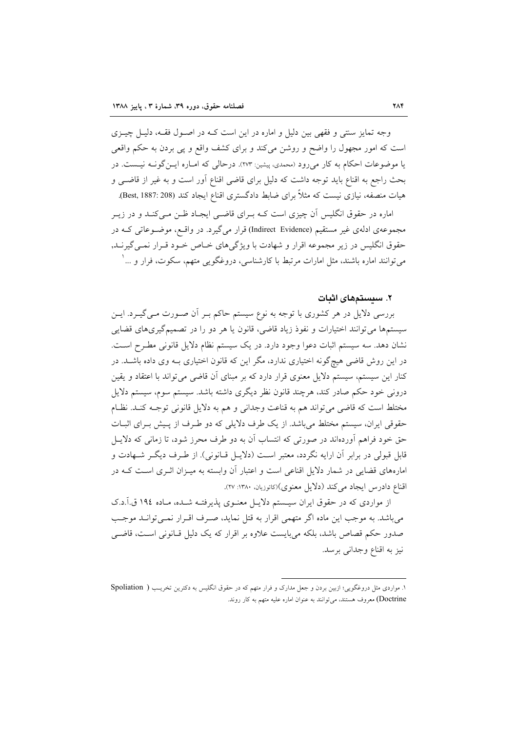وجه تمایز سنتی و فقهی بین دلیل و اماره در این است کـه در اصـول فقـه، دلیـل چیـزی است که امور مجهول را واضح و روشن می‌کند و برای کشف واقع و پی بردن به حکم واقعی یا موضوعات احکام به کار می‌رود (محمدی، پیشین: ۲۷۳). درحالی که امـاره ایـن‌گونـه نیـست. در بحث راجع به اقناع باید توجه داشت که دلیل برای قاضی اقناع آور است و به غیر از قاضـی و هیات منصفه، نیازی نیست که مثلاً برای ضابط دادگستری اقناع ایجاد کند (Best, 1887: 208).

اماره در حقوق انگلیس آن چیزی است کـه بـرای قاضـی ایجـاد ظـن مـی‌کنـد و در زیـر مجموعه‌ی ادله‌ی غیر مستقیم (Indirect Evidence) قرار می‌گیرد. در واقـع، موضـوعاتی کـه در حقوق انگلیس در زیر مجموعه اقرار و شهادت با ویژگی‌های خـاص خـود قـرار نمـی‌گیرنـد، می‌توانند اماره باشند، مثل امارات مرتبط با کارشناسی، دروغگویی متهم، سکوت، فرار و ...[1]

## ۲. سیستم‌های اثبات

بررسی دلایل در هر کشوری با توجه به نوع سیستم حاکم بـر آن صـورت مـی‌گیـرد. ایـن سیستم‌ها می‌توانند اختیارات و نفوذ زیاد قاضی، قانون یا هر دو را در تصمیم‌گیری‌های قضایی نشان دهد. سه سیستم اثبات دعوا وجود دارد. در یک سیستم نظام دلایل قانونی مطـرح اسـت. در این روش قاضی هیچ‌گونه اختیاری ندارد، مگر این که قانون اختیاری بـه وی داده باشـد. در کنار این سیستم، سیستم دلایل معنوی قرار دارد که بر مبنای آن قاضی می‌تواند با اعتقاد و یقین درونی خود حکم صادر کند، هرچند قانون نظر دیگری داشته باشد. سیستم سوم، سیستم دلایل مختلط است که قاضی می‌تواند هم به قناعت وجدانی و هم به دلایل قانونی توجـه کنـد. نظـام حقوقی ایران، سیستم مختلط می‌باشد. از یک طرف دلایلی که دو طـرف از پـیش بـرای اثبـات حق خود فراهم آورده‌اند در صورتی که انتساب آن به دو طرف محرز شود، تا زمانی که دلایـل قابل قبولی در برابر آن ارایه نگردد، معتبر اسـت (دلایـل قـانونی). از طـرف دیگـر شـهادت و اماره‌های قضایی در شمار دلایل اقناعی است و اعتبار آن وابسته به میـزان اثـری اسـت کـه در اقناع دادرس ایجاد می‌کند (دلایل معنوی)(کاتوزیان، ۱۳۸۰: ۲۷).

از مواردی که در حقوق ایران سیـستم دلایـل معنـوی پذیرفتـه شـده، مـاده ۱۹٤ ق.آ.د.ک می‌باشد. به موجب این ماده اگر متهمی اقرار به قتل نماید، صـرف اقـرار نمـی‌توانـد موجـب صدور حکم قصاص باشد، بلکه می‌بایست علاوه بر اقرار که یک دلیل قـانونی اسـت، قاضـی نیز به اقناع وجدانی برسد.

---

[1] ۱. مواردی مثل دروغگویی؛ ازبین بردن و جعل مدارک و فرار متهم که در حقوق انگلیس به دکترین تخریـب ( Spoliation Doctrine) معروف هستند، می‌توانند به عنوان اماره علیه متهم به کار روند.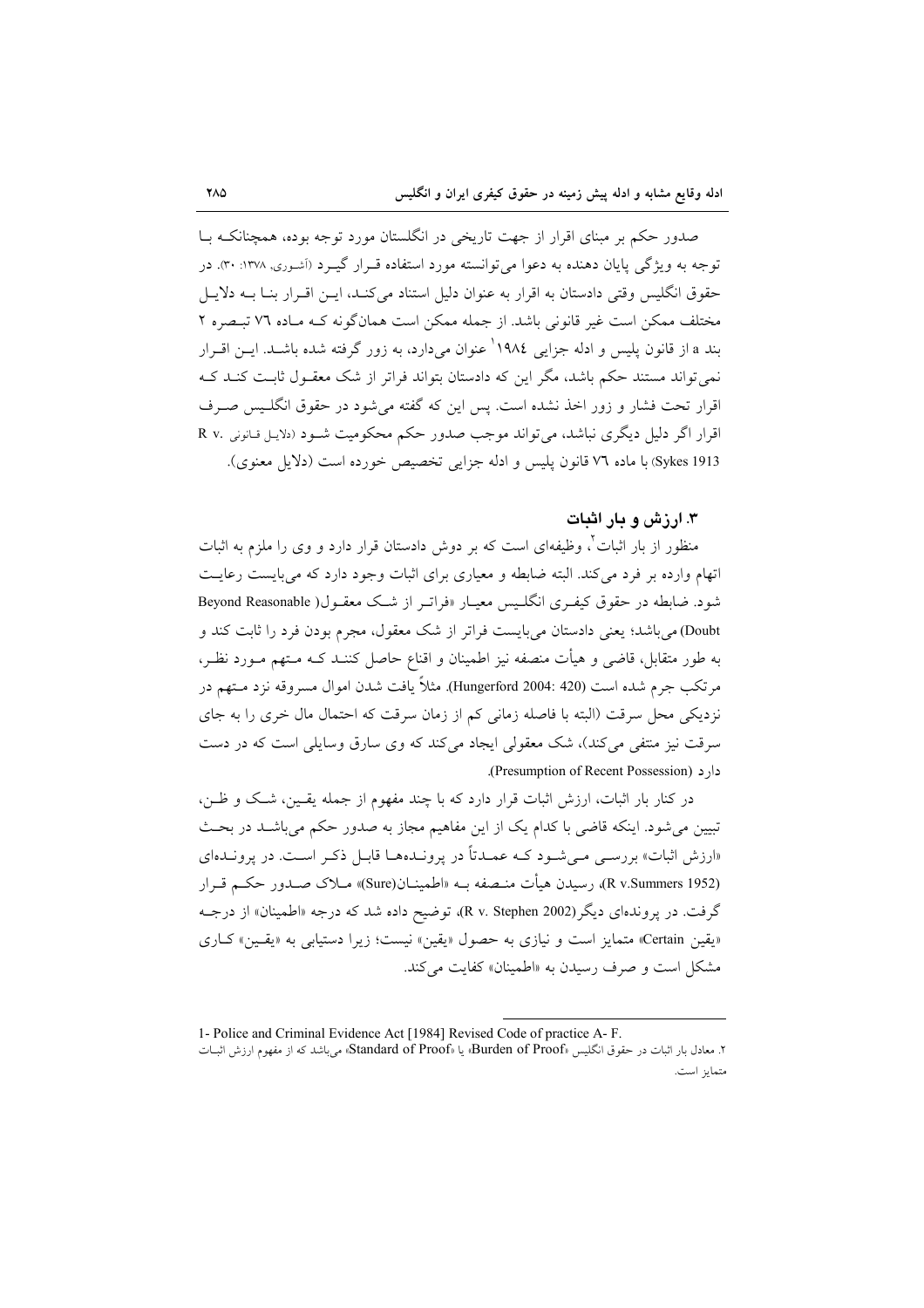صدور حکم بر مبنای اقرار از جهت تاریخی در انگلستان مورد توجه بوده، همچنانکه با توجه به ویژگی پایان دهنده به دعوا می‌توانسته مورد استفاده قرار گیرد (آشوری، ۱۳۷۸: ۳۰). در حقوق انگلیس وقتی دادستان به اقرار به عنوان دلیل استناد می‌کند، این اقرار بنا به دلایل مختلف ممکن است غیر قانونی باشد. از جمله ممکن است همان‌گونه که ماده ۷۶ تبصره ۲ بند a از قانون پلیس و ادله جزایی ۱۹۸۴[1] عنوان می‌دارد، به زور گرفته شده باشد. این اقرار نمی‌تواند مستند حکم باشد، مگر این که دادستان بتواند فراتر از شک معقول ثابت کند که اقرار تحت فشار و زور اخذ نشده است. پس این که گفته می‌شود در حقوق انگلیس صرف اقرار اگر دلیل دیگری نباشد، می‌تواند موجب صدور حکم محکومیت شود (دلایل قانونی R v. Sykes 1913) با ماده ۷۶ قانون پلیس و ادله جزایی تخصیص خورده است (دلایل معنوی).

## ۳. ارزش و بار اثبات

منظور از بار اثبات[2]، وظیفه‌ای است که بر دوش دادستان قرار دارد و وی را ملزم به اثبات اتهام وارده بر فرد می‌کند. البته ضابطه و معیاری برای اثبات وجود دارد که می‌بایست رعایت شود. ضابطه در حقوق کیفری انگلیس معیار «فراتر از شک معقول( Beyond Reasonable Doubt) می‌باشد؛ یعنی دادستان می‌بایست فراتر از شک معقول، مجرم بودن فرد را ثابت کند و به طور متقابل، قاضی و هیأت منصفه نیز اطمینان و اقناع حاصل کنند که متهم مورد نظر، مرتکب جرم شده است (Hungerford 2004: 420). مثلاً یافت شدن اموال مسروقه نزد متهم در نزدیکی محل سرقت (البته با فاصله زمانی کم از زمان سرقت که احتمال مال خری را به جای سرقت نیز منتفی می‌کند)، شک معقولی ایجاد می‌کند که وی سارق وسایلی است که در دست دارد (Presumption of Recent Possession).

در کنار بار اثبات، ارزش اثبات قرار دارد که با چند مفهوم از جمله یقین، شک و ظن، تبیین می‌شود. اینکه قاضی با کدام یک از این مفاهیم مجاز به صدور حکم می‌باشد در بحث «ارزش اثبات» بررسی می‌شود که عمدتاً در پرونده‌ها قابل ذکر است. در پرونده‌ای (R v.Summers 1952)، رسیدن هیأت منصفه به «اطمینان(Sure)» ملاک صدور حکم قرار گرفت. در پرونده‌ای دیگر(R v. Stephen 2002)، توضیح داده شد که درجه «اطمینان» از درجه «یقین Certain» متمایز است و نیازی به حصول «یقین» نیست؛ زیرا دستیابی به «یقین» کاری مشکل است و صرف رسیدن به «اطمینان» کفایت می‌کند.

---

1- Police and Criminal Evidence Act [1984] Revised Code of practice A- F.

۲. معادل بار اثبات در حقوق انگلیس «Burden of Proof» یا «Standard of Proof» می‌باشد که از مفهوم ارزش اثبات متمایز است.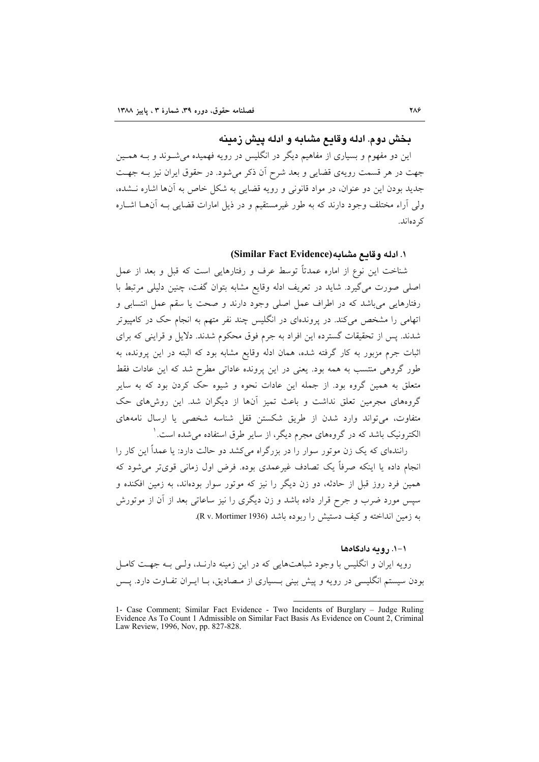## بخش دوم. ادله وقایع مشابه و ادله پیش زمینه

این دو مفهوم و بسیاری از مفاهیم دیگر در انگلیس در رویه فهمیده می‌شوند و به همین جهت در هر قسمت رویه‌ی قضایی و بعد شرح آن ذکر می‌شود. در حقوق ایران نیز به جهت جدید بودن این دو عنوان، در مواد قانونی و رویه قضایی به شکل خاص به آن‌ها اشاره نشده، ولی آراء مختلف وجود دارند که به طور غیرمستقیم و در ذیل امارات قضایی به آن‌ها اشاره کرده‌اند.

### ۱. ادله وقایع مشابه(Similar Fact Evidence)

شناخت این نوع از اماره عمدتاً توسط عرف و رفتارهایی است که قبل و بعد از عمل اصلی صورت می‌گیرد. شاید در تعریف ادله وقایع مشابه بتوان گفت، چنین دلیلی مرتبط با رفتارهایی می‌باشد که در اطراف عمل اصلی وجود دارند و صحت یا سقم عمل انتسابی و اتهامی را مشخص می‌کند. در پرونده‌ای در انگلیس چند نفر متهم به انجام حک در کامپیوتر شدند. پس از تحقیقات گسترده این افراد به جرم فوق محکوم شدند. دلایل و قراینی که برای اثبات جرم مزبور به کار گرفته شده، همان ادله وقایع مشابه بود که البته در این پرونده، به طور گروهی منتسب به همه بود. یعنی در این پرونده عاداتی مطرح شد که این عادات فقط متعلق به همین گروه بود. از جمله این عادات نحوه و شیوه حک کردن بود که به سایر گروه‌های مجرمین تعلق نداشت و باعث تمیز آن‌ها از دیگران شد. این روش‌های حک متفاوت، می‌تواند وارد شدن از طریق شکستن قفل شناسه شخصی یا ارسال نامه‌های الکترونیک باشد که در گروه‌های مجرم دیگر، از سایر طرق استفاده می‌شده است.[1]

راننده‌ای که یک زن موتور سوار را در بزرگراه می‌کشد دو حالت دارد: یا عمداً این کار را انجام داده یا اینکه صرفاً یک تصادف غیرعمدی بوده. فرض اول زمانی قوی‌تر می‌شود که همین فرد روز قبل از حادثه، دو زن دیگر را نیز که موتور سوار بوده‌اند، به زمین افکنده و سپس مورد ضرب و جرح قرار داده باشد و زن دیگری را نیز ساعاتی بعد از آن از موتورش به زمین انداخته و کیف دستیش را ربوده باشد (R v. Mortimer 1936).

#### ۱-۱. رویه دادگاه‌ها

رویه ایران و انگلیس با وجود شباهت‌هایی که در این زمینه دارند، ولی به جهت کامل بودن سیستم انگلیسی در رویه و پیش بینی بسیاری از مصادیق، با ایران تفاوت دارد. پس

---

1- Case Comment; Similar Fact Evidence - Two Incidents of Burglary – Judge Ruling Evidence As To Count 1 Admissible on Similar Fact Basis As Evidence on Count 2, Criminal Law Review, 1996, Nov, pp. 827-828.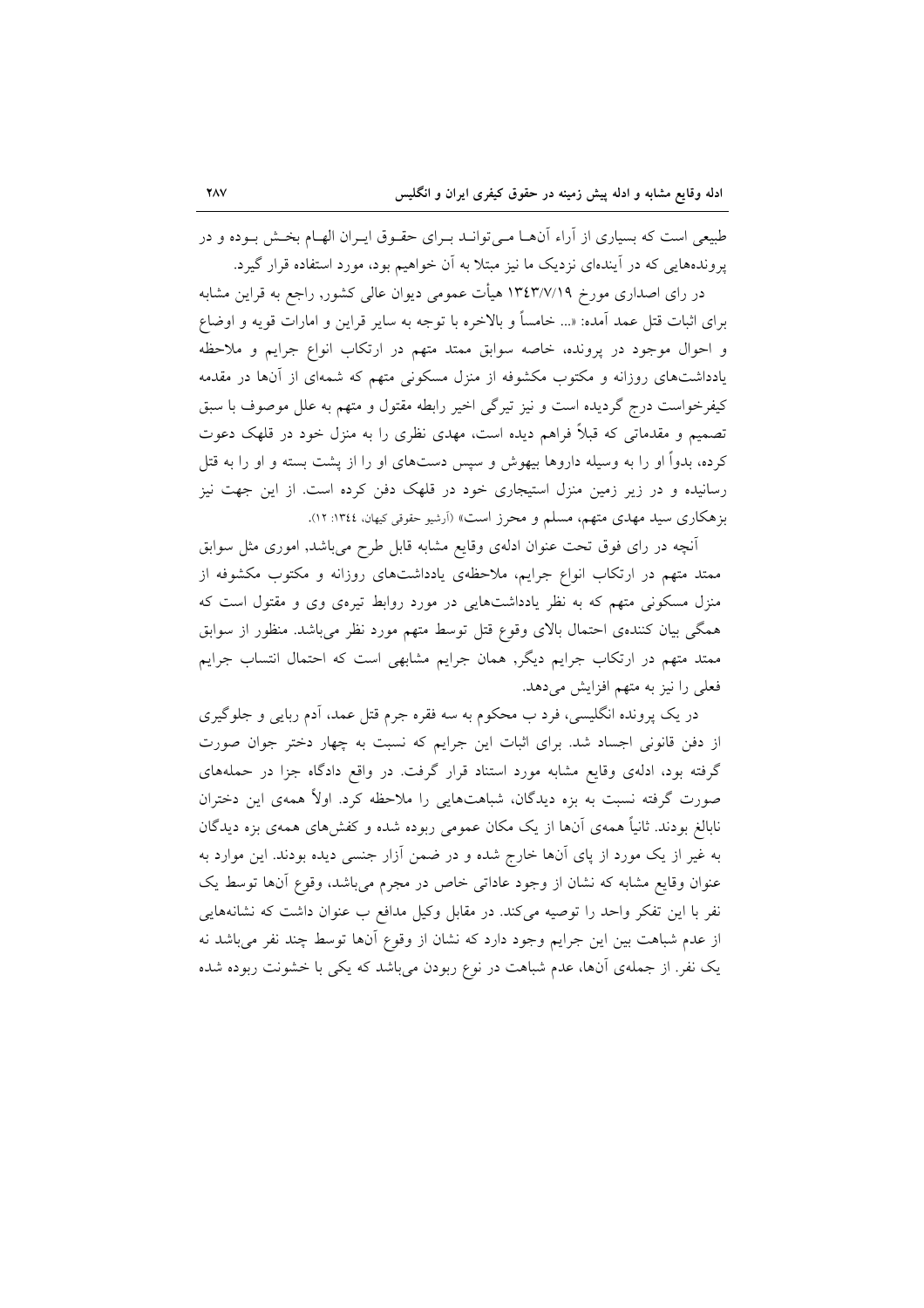طبیعی است که بسیاری از آراء آن‌ها می‌توانـد بـرای حقـوق ایـران الهـام بخـش بـوده و در پرونده‌هایی که در آینده‌ای نزدیک ما نیز مبتلا به آن خواهیم بود، مورد استفاده قرار گیرد.

در رای اصداری مورخ ۱۳٤۳/۷/۱۹ هیأت عمومی دیوان عالی کشور، راجع به قراین مشابه برای اثبات قتل عمد آمده: «... خامساً و بالاخره با توجه به سایر قراین و امارات قویه و اوضاع و احوال موجود در پرونده، خاصه سوابق ممتد متهم در ارتکاب انواع جرایم و ملاحظه یادداشت‌های روزانه و مکتوب مکشوفه از منزل مسکونی متهم که شمه‌ای از آن‌ها در مقدمه کیفرخواست درج گردیده است و نیز تیرگی اخیر رابطه مقتول و متهم به علل موصوف با سبق تصمیم و مقدماتی که قبلاً فراهم دیده است، مهدی نظری را به منزل خود در قلهک دعوت کرده، بدواً او را به وسیله داروها بیهوش و سپس دست‌های او را از پشت بسته و او را به قتل رسانیده و در زیر زمین منزل استیجاری خود در قلهک دفن کرده است. از این جهت نیز بزهکاری سید مهدی متهم، مسلم و محرز است» (آرشیو حقوقی کیهان، ۱۳٤٤: ۱۲).

آنچه در رای فوق تحت عنوان ادله‌ی وقایع مشابه قابل طرح می‌باشد، اموری مثل سوابق ممتد متهم در ارتکاب انواع جرایم، ملاحظه‌ی یادداشت‌های روزانه و مکتوب مکشوفه از منزل مسکونی متهم که به نظر یادداشت‌هایی در مورد روابط تیره‌ی وی و مقتول است که همگی بیان کننده‌ی احتمال بالای وقوع قتل توسط متهم مورد نظر می‌باشد. منظور از سوابق ممتد متهم در ارتکاب جرایم دیگر، همان جرایم مشابهی است که احتمال انتساب جرایم فعلی را نیز به متهم افزایش می‌دهد.

در یک پرونده انگلیسی، فرد ب محکوم به سه فقره جرم قتل عمد، آدم ربایی و جلوگیری از دفن قانونی اجساد شد. برای اثبات این جرایم که نسبت به چهار دختر جوان صورت گرفته بود، ادله‌ی وقایع مشابه مورد استناد قرار گرفت. در واقع دادگاه جزا در حمله‌های صورت گرفته نسبت به بزه دیدگان، شباهت‌هایی را ملاحظه کرد. اولاً همه‌ی این دختران نابالغ بودند. ثانیاً همه‌ی آن‌ها از یک مکان عمومی ربوده شده و کفش‌های همه‌ی بزه دیدگان به غیر از یک مورد از پای آن‌ها خارج شده و در ضمن آزار جنسی دیده بودند. این موارد به عنوان وقایع مشابه که نشان از وجود عاداتی خاص در مجرم می‌باشد، وقوع آن‌ها توسط یک نفر با این تفکر واحد را توصیه می‌کند. در مقابل وکیل مدافع ب عنوان داشت که نشانه‌هایی از عدم شباهت بین این جرایم وجود دارد که نشان از وقوع آن‌ها توسط چند نفر می‌باشد نه یک نفر. از جمله‌ی آن‌ها، عدم شباهت در نوع ربودن می‌باشد که یکی با خشونت ربوده شده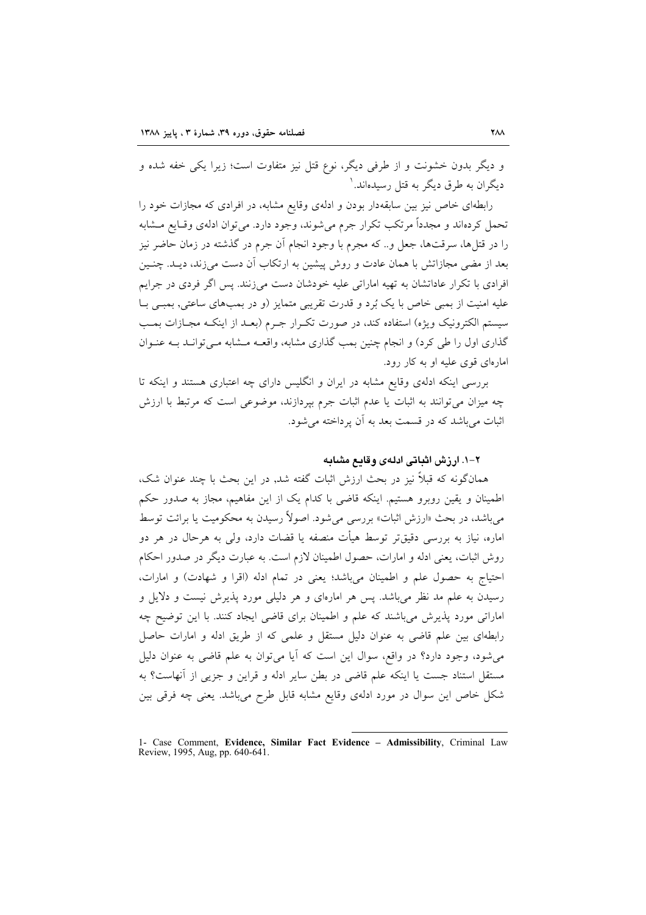و دیگر بدون خشونت و از طرفی دیگر، نوع قتل نیز متفاوت است؛ زیرا یکی خفه شده و دیگران به طرق دیگر به قتل رسیده‌اند.[1]

رابطه‌ای خاص نیز بین سابقه‌دار بودن و ادله‌ی وقایع مشابه، در افرادی که مجازات خود را تحمل کرده‌اند و مجدداً مرتکب تکرار جرم می‌شوند، وجود دارد. می‌توان ادله‌ی وقایع مشابه را در قتل‌ها، سرقت‌ها، جعل و.. که مجرم با وجود انجام آن جرم در گذشته در زمان حاضر نیز بعد از مضی مجازاتش با همان عادت و روش پیشین به ارتکاب آن دست می‌زند، دید. چنین افرادی با تکرار عاداتشان به تهیه اماراتی علیه خودشان دست می‌زنند. پس اگر فردی در جرایم علیه امنیت از بمبی خاص با یک بُرد و قدرت تقریبی متمایز (و در بمب‌های ساعتی، بمبی با سیستم الکترونیک ویژه) استفاده کند، در صورت تکرار جرم (بعد از اینکه مجازات بمب گذاری اول را طی کرد) و انجام چنین بمب گذاری مشابه، واقعه مشابه می‌تواند به عنوان اماره‌ای قوی علیه او به کار رود.

بررسی اینکه ادله‌ی وقایع مشابه در ایران و انگلیس دارای چه اعتباری هستند و اینکه تا چه میزان می‌توانند به اثبات یا عدم اثبات جرم بپردازند، موضوعی است که مرتبط با ارزش اثبات می‌باشد که در قسمت بعد به آن پرداخته می‌شود.

### ۲-۱. ارزش اثباتی ادله‌ی وقایع مشابه

همان‌گونه که قبلاً نیز در بحث ارزش اثبات گفته شد, در این بحث با چند عنوان شک، اطمینان و یقین روبرو هستیم. اینکه قاضی با کدام یک از این مفاهیم، مجاز به صدور حکم می‌باشد، در بحث «ارزش اثبات» بررسی می‌شود. اصولاً رسیدن به محکومیت یا برائت توسط اماره، نیاز به بررسی دقیق‌تر توسط هیأت منصفه یا قضات دارد، ولی به هرحال در هر دو روش اثبات، یعنی ادله و امارات، حصول اطمینان لازم است. به عبارت دیگر در صدور احکام احتیاج به حصول علم و اطمینان می‌باشد؛ یعنی در تمام ادله (اقرا و شهادت) و امارات، رسیدن به علم مد نظر می‌باشد. پس هر اماره‌ای و هر دلیلی مورد پذیرش نیست و دلایل و اماراتی مورد پذیرش می‌باشند که علم و اطمینان برای قاضی ایجاد کنند. با این توضیح چه رابطه‌ای بین علم قاضی به عنوان دلیل مستقل و علمی که از طریق ادله و امارات حاصل می‌شود، وجود دارد؟ در واقع، سوال این است که آیا می‌توان به علم قاضی به عنوان دلیل مستقل استناد جست یا اینکه علم قاضی در بطن سایر ادله و قراین و جزیی از آنهاست؟ به شکل خاص این سوال در مورد ادله‌ی وقایع مشابه قابل طرح می‌باشد. یعنی چه فرقی بین

---

1- Case Comment, **Evidence, Similar Fact Evidence – Admissibility**, Criminal Law Review, 1995, Aug, pp. 640-641.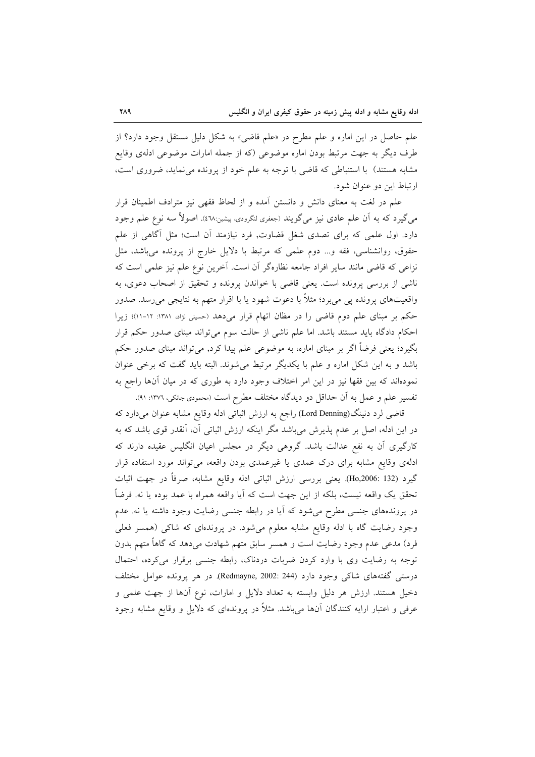علم حاصل در این اماره و علم مطرح در «علم قاضی» به شکل دلیل مستقل وجود دارد؟ از طرف دیگر به جهت مرتبط بودن اماره موضوعی (که از جمله امارات موضوعی ادله‌ی وقایع مشابه هستند) با استنباطی که قاضی با توجه به علم خود از پرونده می‌نماید، ضروری است، ارتباط این دو عنوان شود.

علم در لغت به معنای دانش و دانستن آمده و از لحاظ فقهی نیز مترادف اطمینان قرار می‌گیرد که به آن علم عادی نیز می‌گویند (جعفری لنگرودی، پیشین:٤٦٨). اصولاً سه نوع علم وجود دارد. اول علمی که برای تصدی شغل قضاوت، فرد نیازمند آن است؛ مثل آگاهی از علم حقوق، روانشناسی، فقه و... دوم علمی که مرتبط با دلایل خارج از پرونده می‌باشد، مثل نزاعی که قاضی مانند سایر افراد جامعه نظاره‌گر آن است. آخرین نوع علم نیز علمی است که ناشی از بررسی پرونده است. یعنی قاضی با خواندن پرونده و تحقیق از اصحاب دعوی، به واقعیت‌های پرونده پی می‌برد؛ مثلاً با دعوت شهود یا با اقرار متهم به نتایجی می‌رسد. صدور حکم بر مبنای علم دوم قاضی را در مظان اتهام قرار می‌دهد (حسینی نژاد، ١٣٨١: ١٢-١١)؛ زیرا احکام دادگاه باید مستند باشد. اما علم ناشی از حالت سوم می‌تواند مبنای صدور حکم قرار بگیرد؛ یعنی فرضاً اگر بر مبنای اماره، به موضوعی علم پیدا کرد, می‌تواند مبنای صدور حکم باشد و به این شکل اماره و علم با یکدیگر مرتبط می‌شوند. البته باید گفت که برخی عنوان نموده‌اند که بین فقها نیز در این امر اختلاف وجود دارد به طوری که در میان آنها راجع به تفسیر علم و عمل به آن حداقل دو دیدگاه مختلف مطرح است (محمودی جانکی، ١٣٧٦: ٩١).

قاضی لرد دنینگ(Lord Denning) راجع به ارزش اثباتی ادله وقایع مشابه عنوان می‌دارد که در این ادله، اصل بر عدم پذیرش می‌باشد مگر اینکه ارزش اثباتی آن، آنقدر قوی باشد که به کارگیری آن به نفع عدالت باشد. گروهی دیگر در مجلس اعیان انگلیس عقیده دارند که ادله‌ی وقایع مشابه برای درک عمدی یا غیرعمدی بودن واقعه، می‌تواند مورد استفاده قرار گیرد (Ho,2006: 132). یعنی بررسی ارزش اثباتی ادله وقایع مشابه، صرفاً در جهت اثبات تحقق یک واقعه نیست، بلکه از این جهت است که آیا واقعه همراه با عمد بوده یا نه. فرضاً در پرونده‌های جنسی مطرح می‌شود که آیا در رابطه جنسی رضایت وجود داشته یا نه. عدم وجود رضایت گاه با ادله وقایع مشابه معلوم می‌شود. در پرونده‌ای که شاکی (همسر فعلی فرد) مدعی عدم وجود رضایت است و همسر سابق متهم شهادت می‌دهد که گاهاً متهم بدون توجه به رضایت وی با وارد کردن ضربات دردناک، رابطه جنسی برقرار می‌کرده، احتمال درستی گفته‌های شاکی وجود دارد (Redmayne, 2002: 244). در هر پرونده عوامل مختلف دخیل هستند. ارزش هر دلیل وابسته به تعداد دلایل و امارات، نوع آنها از جهت علمی و عرفی و اعتبار ارایه کنندگان آنها می‌باشد. مثلاً در پرونده‌ای که دلایل و وقایع مشابه وجود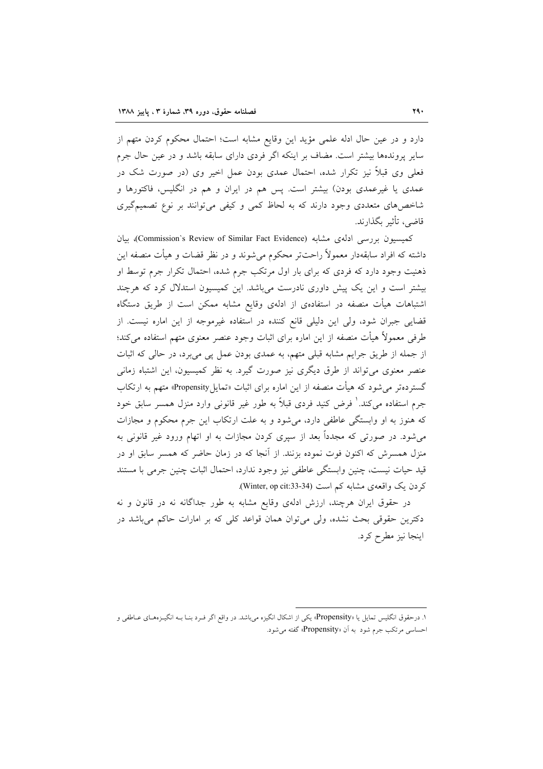دارد و در عین حال ادله علمی مؤید این وقایع مشابه است؛ احتمال محکوم کردن متهم از سایر پرونده‌ها بیشتر است. مضاف بر اینکه اگر فردی دارای سابقه باشد و در عین حال جرم فعلی وی قبلاً نیز تکرار شده، احتمال عمدی بودن عمل اخیر وی (در صورت شک در عمدی یا غیرعمدی بودن) بیشتر است. پس هم در ایران و هم در انگلیس، فاکتورها و شاخص‌های متعددی وجود دارند که به لحاظ کمی و کیفی می‌توانند بر نوع تصمیم‌گیری قاضی، تأثیر بگذارند.

کمیسیون بررسی ادله‌ی مشابه (Commission`s Review of Similar Fact Evidence)، بیان داشته که افراد سابقه‌دار معمولاً راحت‌تر محکوم می‌شوند و در نظر قضات و هیأت منصفه این ذهنیت وجود دارد که فردی که برای بار اول مرتکب جرم شده، احتمال تکرار جرم توسط او بیشتر است و این یک پیش داوری نادرست می‌باشد. این کمیسیون استدلال کرد که هرچند اشتباهات هیأت منصفه در استفاده‌ی از ادله‌ی وقایع مشابه ممکن است از طریق دستگاه قضایی جبران شود، ولی این دلیلی قانع کننده در استفاده غیرموجه از این اماره نیست. از طرفی معمولاً هیأت منصفه از این اماره برای اثبات وجود عنصر معنوی متهم استفاده می‌کند؛ از جمله از طریق جرایم مشابه قبلی متهم، به عمدی بودن عمل پی می‌برد، در حالی که اثبات عنصر معنوی می‌تواند از طرق دیگری نیز صورت گیرد. به نظر کمیسیون، این اشتباه زمانی گسترده‌تر می‌شود که هیأت منصفه از این اماره برای اثبات «تمایل Propensity» متهم به ارتکاب جرم استفاده می‌کند.[1] فرض کنید فردی قبلاً به طور غیر قانونی وارد منزل همسر سابق خود که هنوز به او وابستگی عاطفی دارد، می‌شود و به علت ارتکاب این جرم محکوم و مجازات می‌شود. در صورتی که مجدداً بعد از سپری کردن مجازات به او اتهام ورود غیر قانونی به منزل همسرش که اکنون فوت نموده بزنند. از آنجا که در زمان حاضر که همسر سابق او در قید حیات نیست، چنین وابستگی عاطفی نیز وجود ندارد، احتمال اثبات چنین جرمی با مستند کردن یک واقعه‌ی مشابه کم است (Winter, op cit:33-34).

در حقوق ایران هرچند، ارزش ادله‌ی وقایع مشابه به طور جداگانه نه در قانون و نه دکترین حقوقی بحث نشده، ولی می‌توان همان قواعد کلی که بر امارات حاکم می‌باشد در اینجا نیز مطرح کرد.

---

[1]. درحقوق انگلیس تمایل یا «Propensity» یکی از اشکال انگیزه می‌باشد. در واقع اگر فـرد بنـا بـه انگیـزه‌هـای عـاطفی و احساسی مرتکب جرم شود به آن «Propensity» گفته می‌شود.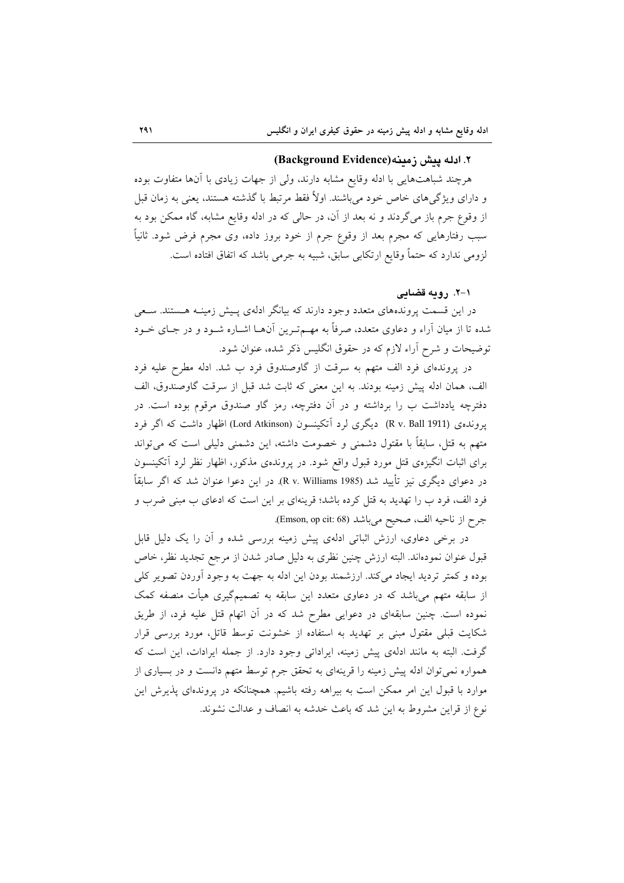## ۲. ادله پیش زمینه(Background Evidence)

هرچند شباهت‌هایی با ادله وقایع مشابه دارند، ولی از جهات زیادی با آنها متفاوت بوده و دارای ویژگی‌های خاص خود می‌باشند. اولاً فقط مرتبط با گذشته هستند، یعنی به زمان قبل از وقوع جرم باز می‌گردند و نه بعد از آن، در حالی که در ادله وقایع مشابه، گاه ممکن بود به سبب رفتارهایی که مجرم بعد از وقوع جرم از خود بروز داده، وی مجرم فرض شود. ثانیاً لزومی ندارد که حتماً وقایع ارتکابی سابق، شبیه به جرمی باشد که اتفاق افتاده است.

### ۱-۲. رویه قضایی

در این قسمت پرونده‌های متعدد وجود دارند که بیانگر ادله‌ی پیش زمینه هستند. سعی شده تا از میان آراء و دعاوی متعدد، صرفاً به مهم‌ترین آنها اشاره شود و در جای خود توضیحات و شرح آراء لازم که در حقوق انگلیس ذکر شده، عنوان شود.

در پرونده‌ای فرد الف متهم به سرقت از گاوصندوق فرد ب شد. ادله مطرح علیه فرد الف، همان ادله پیش زمینه بودند. به این معنی که ثابت شد قبل از سرقت گاوصندوق، الف دفترچه یادداشت ب را برداشته و در آن دفترچه، رمز گاو صندوق مرقوم بوده است. در پرونده‌ی (R v. Ball 1911) دیگری لرد آتکینسون (Lord Atkinson) اظهار داشت که اگر فرد متهم به قتل، سابقاً با مقتول دشمنی و خصومت داشته، این دشمنی دلیلی است که می‌تواند برای اثبات انگیزه‌ی قتل مورد قبول واقع شود. در پرونده‌ی مذکور، اظهار نظر لرد آتکینسون در دعوای دیگری نیز تأیید شد (R v. Williams 1985). در این دعوا عنوان شد که اگر سابقاً فرد الف، فرد ب را تهدید به قتل کرده باشد؛ قرینه‌ای بر این است که ادعای ب مبنی ضرب و جرح از ناحیه الف، صحیح می‌باشد (Emson, op cit: 68).

در برخی دعاوی، ارزش اثباتی ادله‌ی پیش زمینه بررسی شده و آن را یک دلیل قابل قبول عنوان نموده‌اند. البته ارزش چنین نظری به دلیل صادر شدن از مرجع تجدید نظر، خاص بوده و کمتر تردید ایجاد می‌کند. ارزشمند بودن این ادله به جهت به وجود آوردن تصویر کلی از سابقه متهم می‌باشد که در دعاوی متعدد این سابقه به تصمیم‌گیری هیأت منصفه کمک نموده است. چنین سابقه‌ای در دعوایی مطرح شد که در آن اتهام قتل علیه فرد، از طریق شکایت قبلی مقتول مبنی بر تهدید به استفاده از خشونت توسط قاتل، مورد بررسی قرار گرفت. البته به مانند ادله‌ی پیش زمینه، ایراداتی وجود دارد. از جمله ایرادات، این است که همواره نمی‌توان ادله پیش زمینه را قرینه‌ای به تحقق جرم توسط متهم دانست و در بسیاری از موارد با قبول این امر ممکن است به بیراهه رفته باشیم. همچنانکه در پرونده‌ای پذیرش این نوع از قراین مشروط به این شد که باعث خدشه به انصاف و عدالت نشوند.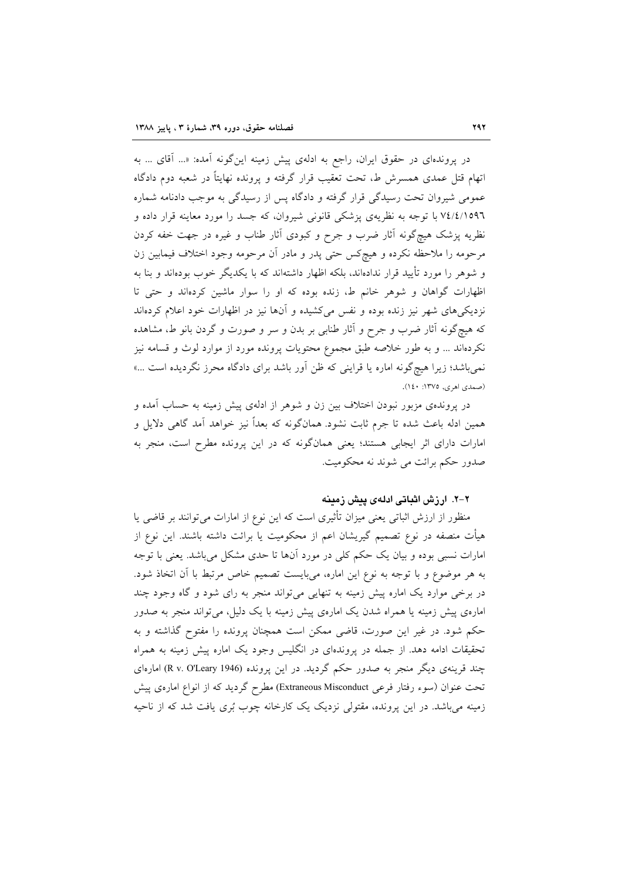در پرونده‌ای در حقوق ایران، راجع به ادله‌ی پیش زمینه این‌گونه آمده: «... آقای ... به اتهام قتل عمدی همسرش ط، تحت تعقیب قرار گرفته و پرونده نهایتاً در شعبه دوم دادگاه عمومی شیروان تحت رسیدگی قرار گرفته و دادگاه پس از رسیدگی به موجب دادنامه شماره ۷٤/٤/۱۵۹٦ با توجه به نظریه‌ی پزشکی قانونی شیروان، که جسد را مورد معاینه قرار داده و نظریه پزشک هیچ‌گونه آثار ضرب و جرح و کبودی آثار طناب و غیره در جهت خفه کردن مرحومه را ملاحظه نکرده و هیچ‌کس حتی پدر و مادر آن مرحومه وجود اختلاف فیمابین زن و شوهر را مورد تأیید قرار نداده‌اند، بلکه اظهار داشته‌اند که با یکدیگر خوب بوده‌اند و بنا به اظهارات گواهان و شوهر خانم ط، زنده بوده که او را سوار ماشین کرده‌اند و حتی تا نزدیکی‌های شهر نیز زنده بوده و نفس می‌کشیده و آن‌ها نیز در اظهارات خود اعلام کرده‌اند که هیچ‌گونه آثار ضرب و جرح و آثار طنابی بر بدن و سر و صورت و گردن بانو ط، مشاهده نکرده‌اند ... و به طور خلاصه طبق مجموع محتویات پرونده مورد از موارد لوث و قسامه نیز نمی‌باشد؛ زیرا هیچ‌گونه اماره یا قراینی که ظن آور باشد برای دادگاه محرز نگردیده است ...» (صمدی اهری، ۱۳۷۵: ۱٤۰).

در پرونده‌ی مزبور نبودن اختلاف بین زن و شوهر از ادله‌ی پیش زمینه به حساب آمده و همین ادله باعث شده تا جرم ثابت نشود. همان‌گونه که بعداً نیز خواهد آمد گاهی دلایل و امارات دارای اثر ایجابی هستند؛ یعنی همان‌گونه که در این پرونده مطرح است، منجر به صدور حکم برائت می شوند نه محکومیت.

### ۲-۲. ارزش اثباتی ادله‌ی پیش زمینه

منظور از ارزش اثباتی یعنی میزان تأثیری است که این نوع از امارات می‌توانند بر قاضی یا هیأت منصفه در نوع تصمیم گیریشان اعم از محکومیت یا برائت داشته باشند. این نوع از امارات نسبی بوده و بیان یک حکم کلی در مورد آن‌ها تا حدی مشکل می‌باشد. یعنی با توجه به هر موضوع و با توجه به نوع این اماره، می‌بایست تصمیم خاص مرتبط با آن اتخاذ شود. در برخی موارد یک اماره پیش زمینه به تنهایی می‌تواند منجر به رای شود و گاه وجود چند اماره‌ی پیش زمینه یا همراه شدن یک اماره‌ی پیش زمینه با یک دلیل، می‌تواند منجر به صدور حکم شود. در غیر این صورت، قاضی ممکن است همچنان پرونده را مفتوح گذاشته و به تحقیقات ادامه دهد. از جمله در پرونده‌ای در انگلیس وجود یک اماره پیش زمینه به همراه چند قرینه‌ی دیگر منجر به صدور حکم گردید. در این پرونده (R v. O'Leary 1946) اماره‌ای تحت عنوان (سوء رفتار فرعی Extraneous Misconduct) مطرح گردید که از انواع اماره‌ی پیش زمینه می‌باشد. در این پرونده، مقتولی نزدیک یک کارخانه چوب بُری یافت شد که از ناحیه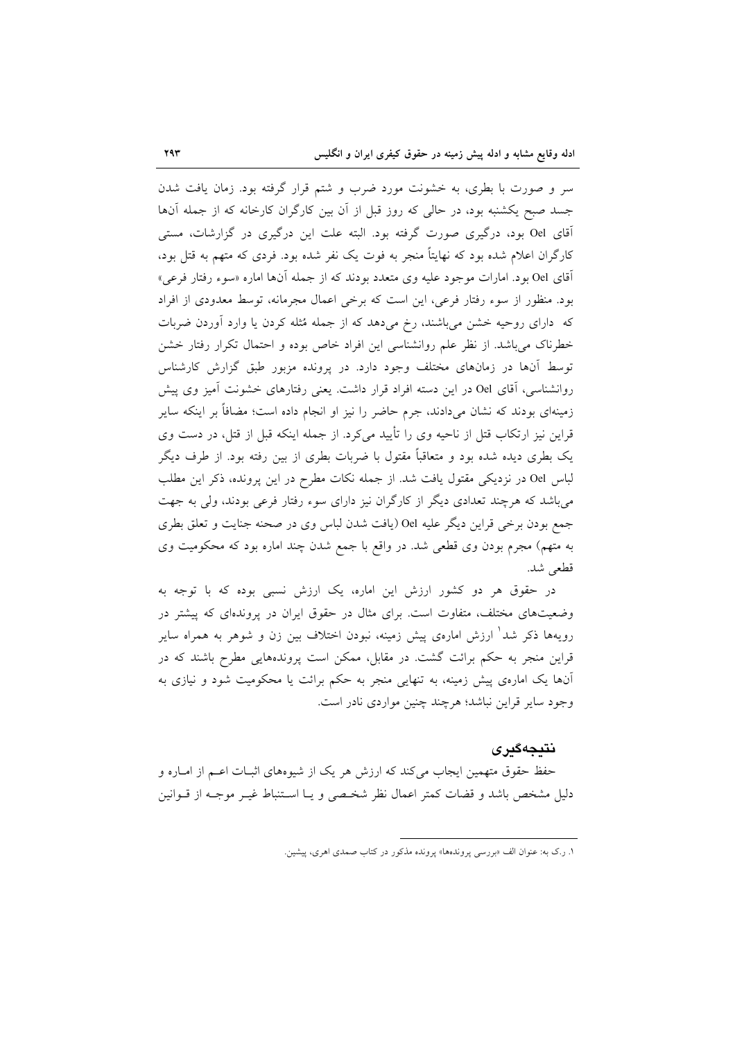سر و صورت با بطری، به خشونت مورد ضرب و شتم قرار گرفته بود. زمان یافت شدن جسد صبح یکشنبه بود، در حالی که روز قبل از آن بین کارگران کارخانه که از جمله آن‌ها آقای Oel بود، درگیری صورت گرفته بود. البته علت این درگیری در گزارشات، مستی کارگران اعلام شده بود که نهایتاً منجر به فوت یک نفر شده بود. فردی که متهم به قتل بود، آقای Oel بود. امارات موجود علیه وی متعدد بودند که از جمله آن‌ها اماره «سوء رفتار فرعی» بود. منظور از سوء رفتار فرعی، این است که برخی اعمال مجرمانه، توسط معدودی از افراد که دارای روحیه خشن می‌باشند، رخ می‌دهد که از جمله مُثله کردن یا وارد آوردن ضربات خطرناک می‌باشد. از نظر علم روانشناسی این افراد خاص بوده و احتمال تکرار رفتار خشن توسط آن‌ها در زمان‌های مختلف وجود دارد. در پرونده مزبور طبق گزارش کارشناس روانشناسی، آقای Oel در این دسته افراد قرار داشت. یعنی رفتارهای خشونت آمیز وی پیش زمینه‌ای بودند که نشان می‌دادند، جرم حاضر را نیز او انجام داده است؛ مضافاً بر اینکه سایر قراین نیز ارتکاب قتل از ناحیه وی را تأیید می‌کرد. از جمله اینکه قبل از قتل، در دست وی یک بطری دیده شده بود و متعاقباً مقتول با ضربات بطری از بین رفته بود. از طرف دیگر لباس Oel در نزدیکی مقتول یافت شد. از جمله نکات مطرح در این پرونده، ذکر این مطلب می‌باشد که هرچند تعدادی دیگر از کارگران نیز دارای سوء رفتار فرعی بودند، ولی به جهت جمع بودن برخی قراین دیگر علیه Oel (یافت شدن لباس وی در صحنه جنایت و تعلق بطری به متهم) مجرم بودن وی قطعی شد. در واقع با جمع شدن چند اماره بود که محکومیت وی قطعی شد.

در حقوق هر دو کشور ارزش این اماره، یک ارزش نسبی بوده که با توجه به وضعیت‌های مختلف، متفاوت است. برای مثال در حقوق ایران در پرونده‌ای که پیشتر در رویه‌ها ذکر شد[1] ارزش اماره‌ی پیش زمینه، نبودن اختلاف بین زن و شوهر به همراه سایر قراین منجر به حکم برائت گشت. در مقابل، ممکن است پرونده‌هایی مطرح باشند که در آن‌ها یک اماره‌ی پیش زمینه، به تنهایی منجر به حکم برائت یا محکومیت شود و نیازی به وجود سایر قراین نباشد؛ هرچند چنین مواردی نادر است.

## نتیجه‌گیری

حفظ حقوق متهمین ایجاب می‌کند که ارزش هر یک از شیوه‌های اثبات اعم از اماره و دلیل مشخص باشد و قضات کمتر اعمال نظر شخصی و یا استنباط غیر موجه از قوانین

---

۱. ر.ک به: عنوان الف «بررسی پرونده‌ها» پرونده مذکور در کتاب صمدی اهری، پیشین.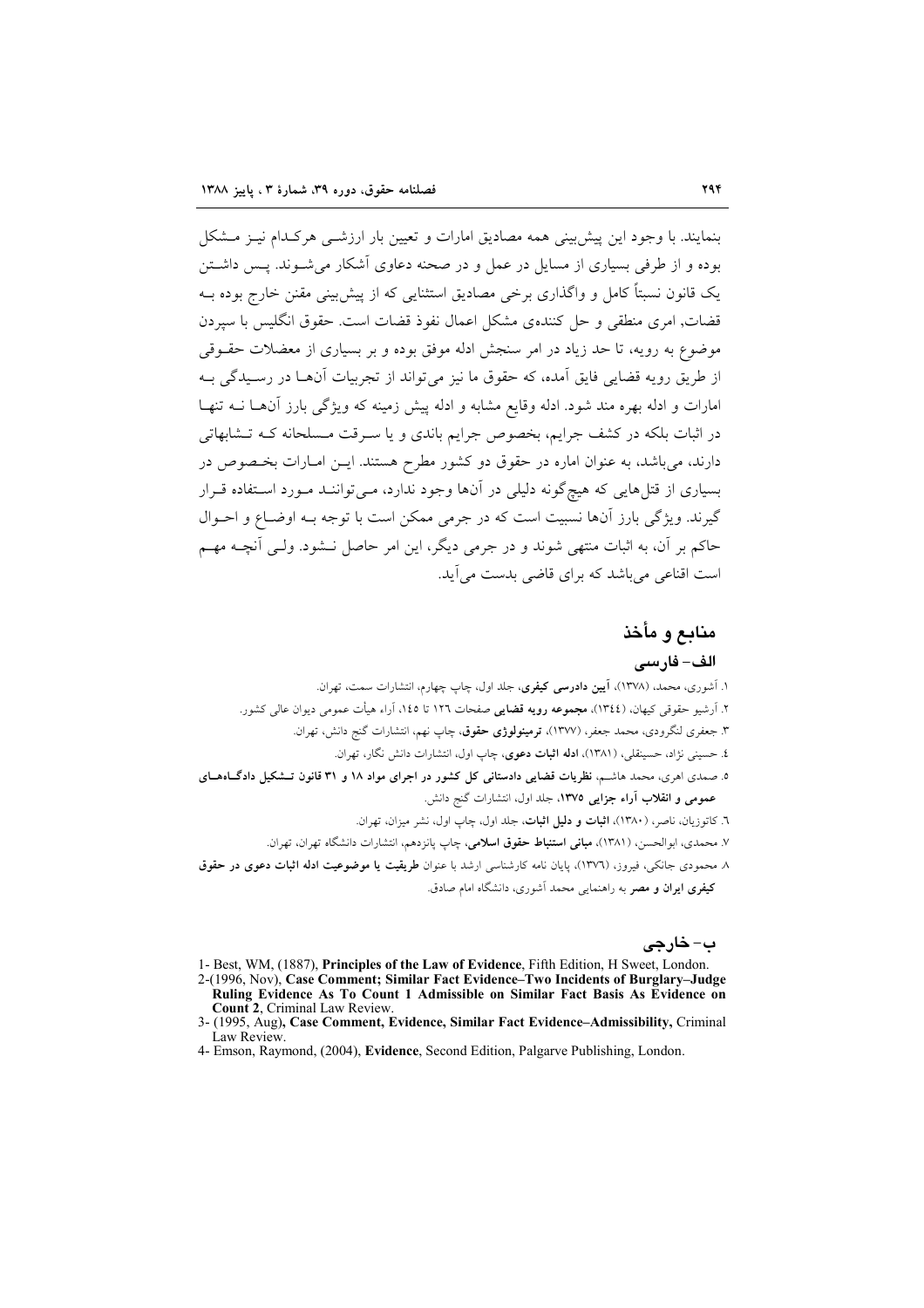بنمایند. با وجود این پیش‌بینی همه مصادیق امارات و تعیین بار ارزشی هرکدام نیز مشکل بوده و از طرفی بسیاری از مسایل در عمل و در صحنه دعاوی آشکار می‌شوند. پس داشتن یک قانون نسبتاً کامل و واگذاری برخی مصادیق استثنایی که از پیش‌بینی مقنن خارج بوده به قضات, امری منطقی و حل کننده‌ی مشکل اعمال نفوذ قضات است. حقوق انگلیس با سپردن موضوع به رویه، تا حد زیاد در امر سنجش ادله موفق بوده و بر بسیاری از معضلات حقوقی از طریق رویه قضایی فایق آمده، که حقوق ما نیز می‌تواند از تجربیات آنها در رسیدگی به امارات و ادله بهره مند شود. ادله وقایع مشابه و ادله پیش زمینه که ویژگی بارز آنها نه تنها در اثبات بلکه در کشف جرایم، بخصوص جرایم باندی و یا سرقت مسلحانه که تشابهاتی دارند، می‌باشد، به عنوان اماره در حقوق دو کشور مطرح هستند. این امارات بخصوص در بسیاری از قتل‌هایی که هیچ‌گونه دلیلی در آنها وجود ندارد، می‌توانند مورد استفاده قرار گیرند. ویژگی بارز آنها نسبیت است که در جرمی ممکن است با توجه به اوضاع و احوال حاکم بر آن، به اثبات منتهی شوند و در جرمی دیگر، این امر حاصل نشود. ولی آنچه مهم است اقناعی می‌باشد که برای قاضی بدست می‌آید.

## منابع و مأخذ

### الف- فارسی

۱. آشوری، محمد، (۱۳۷۸)، **آیین دادرسی کیفری**، جلد اول، چاپ چهارم، انتشارات سمت، تهران.

۲. آرشیو حقوقی کیهان، (۱۳٤٤)، **مجموعه رویه قضایی** صفحات ۱۲٦ تا ۱٤٥، آراء هیأت عمومی دیوان عالی کشور.

۳. جعفری لنگرودی، محمد جعفر، (۱۳۷۷)، **ترمینولوژی حقوق**، چاپ نهم، انتشارات گنج دانش، تهران.

٤. حسینی نژاد، حسینقلی، (۱۳۸۱)، **ادله اثبات دعوی**، چاپ اول، انتشارات دانش نگار، تهران.

٥. صمدی اهری، محمد هاشم، **نظریات قضایی دادستانی کل کشور در اجرای مواد ۱۸ و ۳۱ قانون تشکیل دادگاه‌های عمومی و انقلاب آراء جزایی ۱۳۷٥**، جلد اول، انتشارات گنج دانش.

٦. کاتوزیان، ناصر، (۱۳۸۰)، **اثبات و دلیل اثبات**، جلد اول، چاپ اول، نشر میزان، تهران.

۷. محمدی، ابوالحسن، (۱۳۸۱)، **مبانی استنباط حقوق اسلامی**، چاپ پانزدهم، انتشارات دانشگاه تهران، تهران.

۸. محمودی جانکی، فیروز، (۱۳۷٦)، پایان نامه کارشناسی ارشد با عنوان **طریقیت یا موضوعیت ادله اثبات دعوی در حقوق کیفری ایران و مصر** به راهنمایی محمد آشوری، دانشگاه امام صادق.

### ب- خارجی

1- Best, WM, (1887), **Principles of the Law of Evidence**, Fifth Edition, H Sweet, London.

2-(1996, Nov), **Case Comment; Similar Fact Evidence–Two Incidents of Burglary–Judge Ruling Evidence As To Count 1 Admissible on Similar Fact Basis As Evidence on Count 2**, Criminal Law Review.

3- (1995, Aug)**, Case Comment, Evidence, Similar Fact Evidence–Admissibility,** Criminal Law Review.

4- Emson, Raymond, (2004), **Evidence**, Second Edition, Palgarve Publishing, London.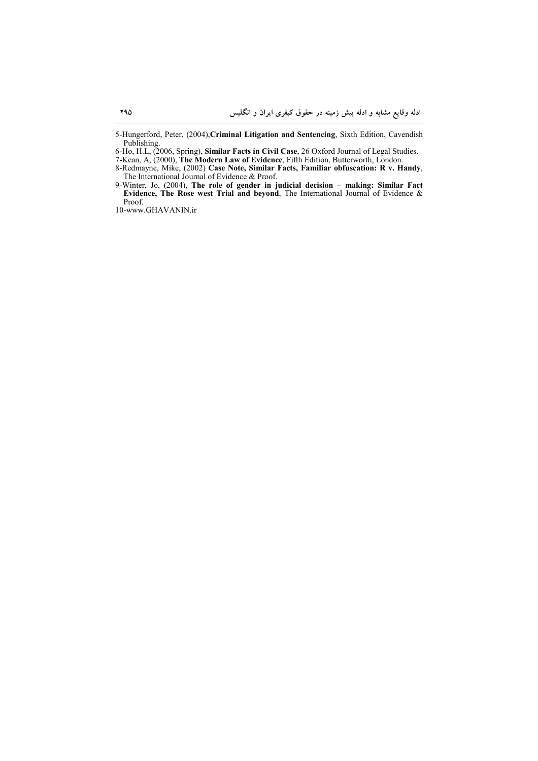5-Hungerford, Peter, (2004),**Criminal Litigation and Sentencing**, Sixth Edition, Cavendish Publishing.

6-Ho, H.L, (2006, Spring), **Similar Facts in Civil Case**, 26 Oxford Journal of Legal Studies.

7-Kean, A, (2000), **The Modern Law of Evidence**, Fifth Edition, Butterworth, London.

8-Redmayne, Mike, (2002) **Case Note, Similar Facts, Familiar obfuscation: R v. Handy**, The International Journal of Evidence & Proof.

9-Winter, Jo, (2004), **The role of gender in judicial decision – making: Similar Fact Evidence, The Rose west Trial and beyond**, The International Journal of Evidence & Proof.

10-www.GHAVANIN.ir